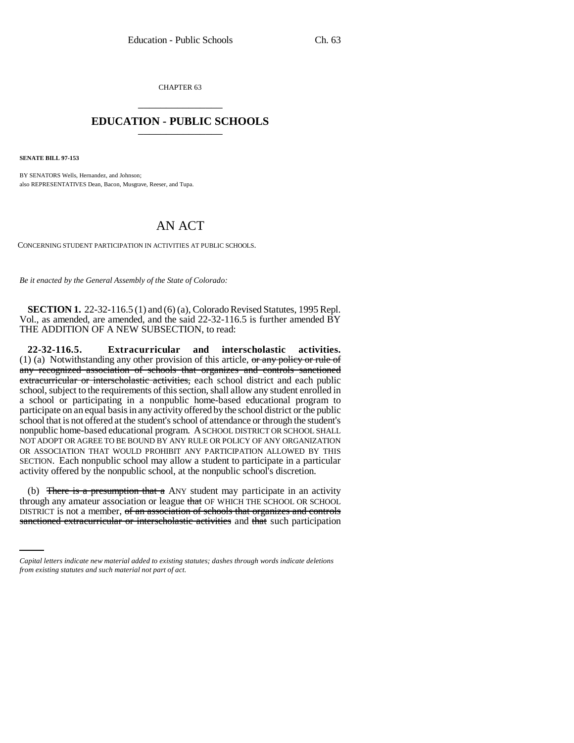CHAPTER 63

# EDUCATION - PUBLIC SCHOOLS

**SENATE BILL 97-153**

BY SENATORS Wells, Hernandez, and Johnson;
also REPRESENTATIVES Dean, Bacon, Musgrave, Reeser, and Tupa.

## AN ACT

CONCERNING STUDENT PARTICIPATION IN ACTIVITIES AT PUBLIC SCHOOLS.

*Be it enacted by the General Assembly of the State of Colorado:*

**SECTION 1.** 22-32-116.5 (1) and (6) (a), Colorado Revised Statutes, 1995 Repl. Vol., as amended, are amended, and the said 22-32-116.5 is further amended BY THE ADDITION OF A NEW SUBSECTION, to read:

**22-32-116.5. Extracurricular and interscholastic activities.** (1) (a) Notwithstanding any other provision of this article, ~~or any policy or rule of any recognized association of schools that organizes and controls sanctioned extracurricular or interscholastic activities,~~ each school district and each public school, subject to the requirements of this section, shall allow any student enrolled in a school or participating in a nonpublic home-based educational program to participate on an equal basis in any activity offered by the school district or the public school that is not offered at the student's school of attendance or through the student's nonpublic home-based educational program. A SCHOOL DISTRICT OR SCHOOL SHALL NOT ADOPT OR AGREE TO BE BOUND BY ANY RULE OR POLICY OF ANY ORGANIZATION OR ASSOCIATION THAT WOULD PROHIBIT ANY PARTICIPATION ALLOWED BY THIS SECTION. Each nonpublic school may allow a student to participate in a particular activity offered by the nonpublic school, at the nonpublic school's discretion.

(b) ~~There is a presumption that a~~ ANY student may participate in an activity through any amateur association or league ~~that~~ OF WHICH THE SCHOOL OR SCHOOL DISTRICT is not a member, ~~of an association of schools that organizes and controls sanctioned extracurricular or interscholastic activities~~ and ~~that~~ such participation

*Capital letters indicate new material added to existing statutes; dashes through words indicate deletions from existing statutes and such material not part of act.*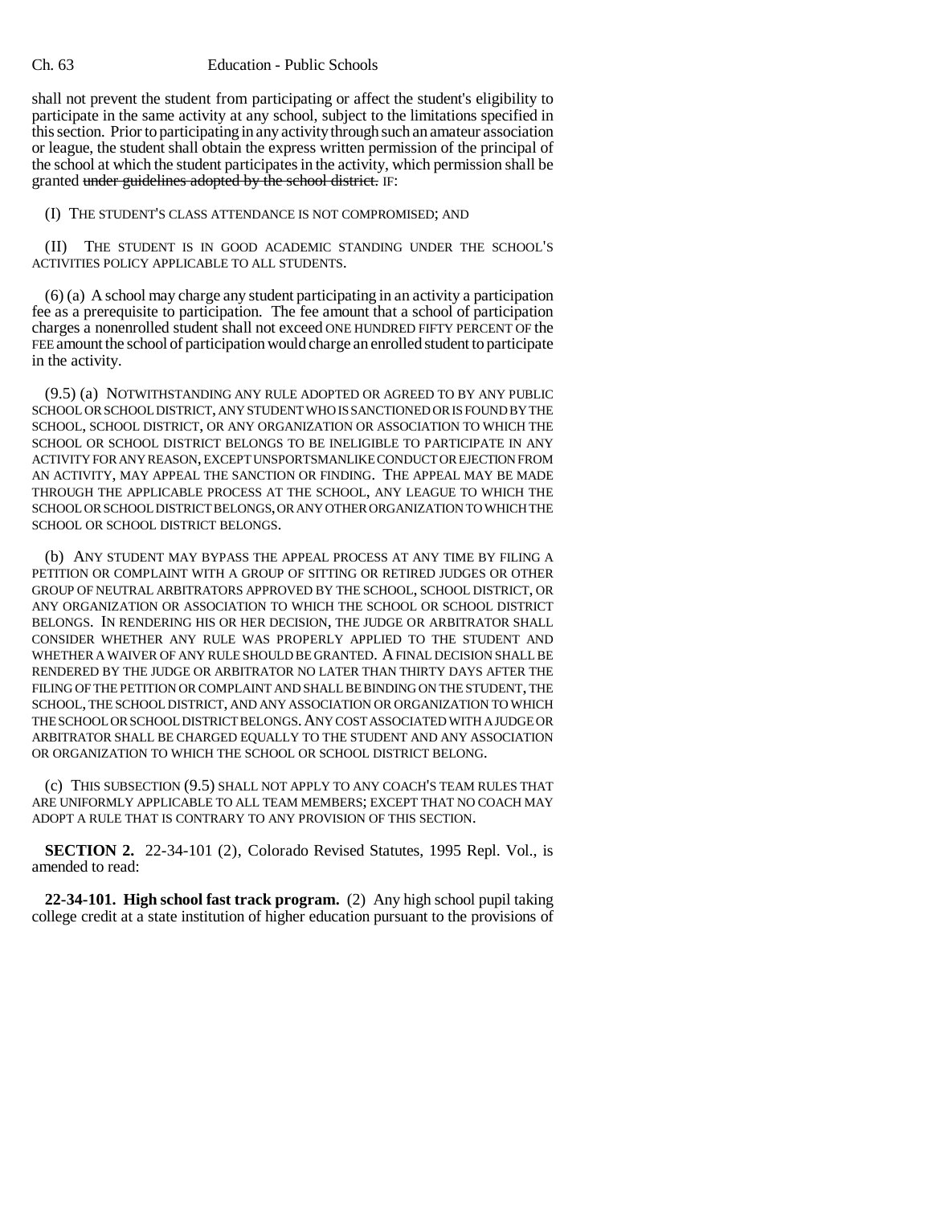shall not prevent the student from participating or affect the student's eligibility to participate in the same activity at any school, subject to the limitations specified in this section. Prior to participating in any activity through such an amateur association or league, the student shall obtain the express written permission of the principal of the school at which the student participates in the activity, which permission shall be granted ~~under guidelines adopted by the school district.~~ IF:

(I) THE STUDENT'S CLASS ATTENDANCE IS NOT COMPROMISED; AND

(II) THE STUDENT IS IN GOOD ACADEMIC STANDING UNDER THE SCHOOL'S ACTIVITIES POLICY APPLICABLE TO ALL STUDENTS.

(6) (a) A school may charge any student participating in an activity a participation fee as a prerequisite to participation. The fee amount that a school of participation charges a nonenrolled student shall not exceed ONE HUNDRED FIFTY PERCENT OF the FEE amount the school of participation would charge an enrolled student to participate in the activity.

(9.5) (a) NOTWITHSTANDING ANY RULE ADOPTED OR AGREED TO BY ANY PUBLIC SCHOOL OR SCHOOL DISTRICT, ANY STUDENT WHO IS SANCTIONED OR IS FOUND BY THE SCHOOL, SCHOOL DISTRICT, OR ANY ORGANIZATION OR ASSOCIATION TO WHICH THE SCHOOL OR SCHOOL DISTRICT BELONGS TO BE INELIGIBLE TO PARTICIPATE IN ANY ACTIVITY FOR ANY REASON, EXCEPT UNSPORTSMANLIKE CONDUCT OR EJECTION FROM AN ACTIVITY, MAY APPEAL THE SANCTION OR FINDING. THE APPEAL MAY BE MADE THROUGH THE APPLICABLE PROCESS AT THE SCHOOL, ANY LEAGUE TO WHICH THE SCHOOL OR SCHOOL DISTRICT BELONGS, OR ANY OTHER ORGANIZATION TO WHICH THE SCHOOL OR SCHOOL DISTRICT BELONGS.

(b) ANY STUDENT MAY BYPASS THE APPEAL PROCESS AT ANY TIME BY FILING A PETITION OR COMPLAINT WITH A GROUP OF SITTING OR RETIRED JUDGES OR OTHER GROUP OF NEUTRAL ARBITRATORS APPROVED BY THE SCHOOL, SCHOOL DISTRICT, OR ANY ORGANIZATION OR ASSOCIATION TO WHICH THE SCHOOL OR SCHOOL DISTRICT BELONGS. IN RENDERING HIS OR HER DECISION, THE JUDGE OR ARBITRATOR SHALL CONSIDER WHETHER ANY RULE WAS PROPERLY APPLIED TO THE STUDENT AND WHETHER A WAIVER OF ANY RULE SHOULD BE GRANTED. A FINAL DECISION SHALL BE RENDERED BY THE JUDGE OR ARBITRATOR NO LATER THAN THIRTY DAYS AFTER THE FILING OF THE PETITION OR COMPLAINT AND SHALL BE BINDING ON THE STUDENT, THE SCHOOL, THE SCHOOL DISTRICT, AND ANY ASSOCIATION OR ORGANIZATION TO WHICH THE SCHOOL OR SCHOOL DISTRICT BELONGS. ANY COST ASSOCIATED WITH A JUDGE OR ARBITRATOR SHALL BE CHARGED EQUALLY TO THE STUDENT AND ANY ASSOCIATION OR ORGANIZATION TO WHICH THE SCHOOL OR SCHOOL DISTRICT BELONG.

(c) THIS SUBSECTION (9.5) SHALL NOT APPLY TO ANY COACH'S TEAM RULES THAT ARE UNIFORMLY APPLICABLE TO ALL TEAM MEMBERS; EXCEPT THAT NO COACH MAY ADOPT A RULE THAT IS CONTRARY TO ANY PROVISION OF THIS SECTION.

**SECTION 2.** 22-34-101 (2), Colorado Revised Statutes, 1995 Repl. Vol., is amended to read:

**22-34-101. High school fast track program.** (2) Any high school pupil taking college credit at a state institution of higher education pursuant to the provisions of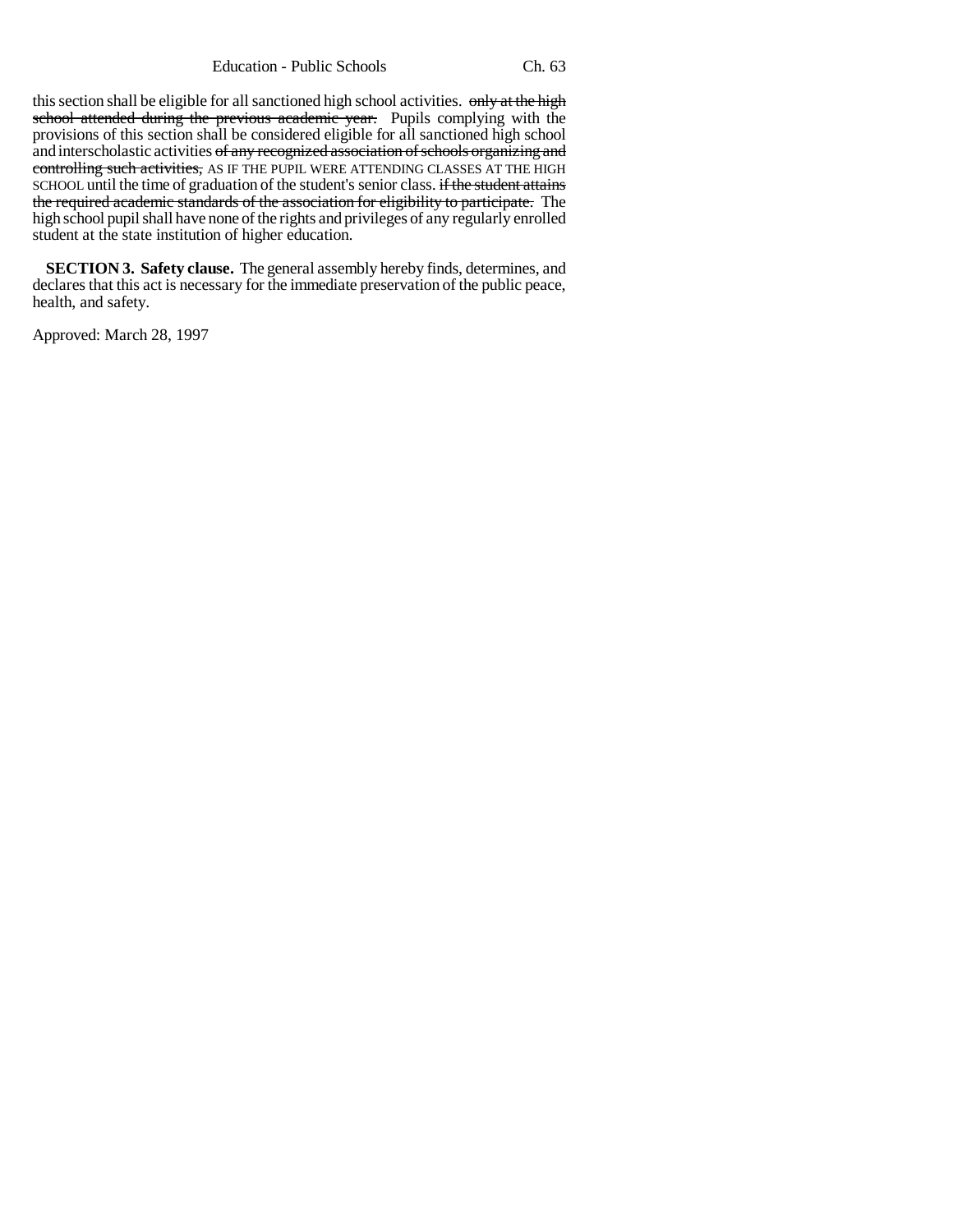this section shall be eligible for all sanctioned high school activities. ~~only at the high school attended during the previous academic year.~~ Pupils complying with the provisions of this section shall be considered eligible for all sanctioned high school and interscholastic activities ~~of any recognized association of schools organizing and controlling such activities,~~ AS IF THE PUPIL WERE ATTENDING CLASSES AT THE HIGH SCHOOL until the time of graduation of the student's senior class. ~~if the student attains the required academic standards of the association for eligibility to participate.~~ The high school pupil shall have none of the rights and privileges of any regularly enrolled student at the state institution of higher education.

**SECTION 3. Safety clause.** The general assembly hereby finds, determines, and declares that this act is necessary for the immediate preservation of the public peace, health, and safety.

Approved: March 28, 1997